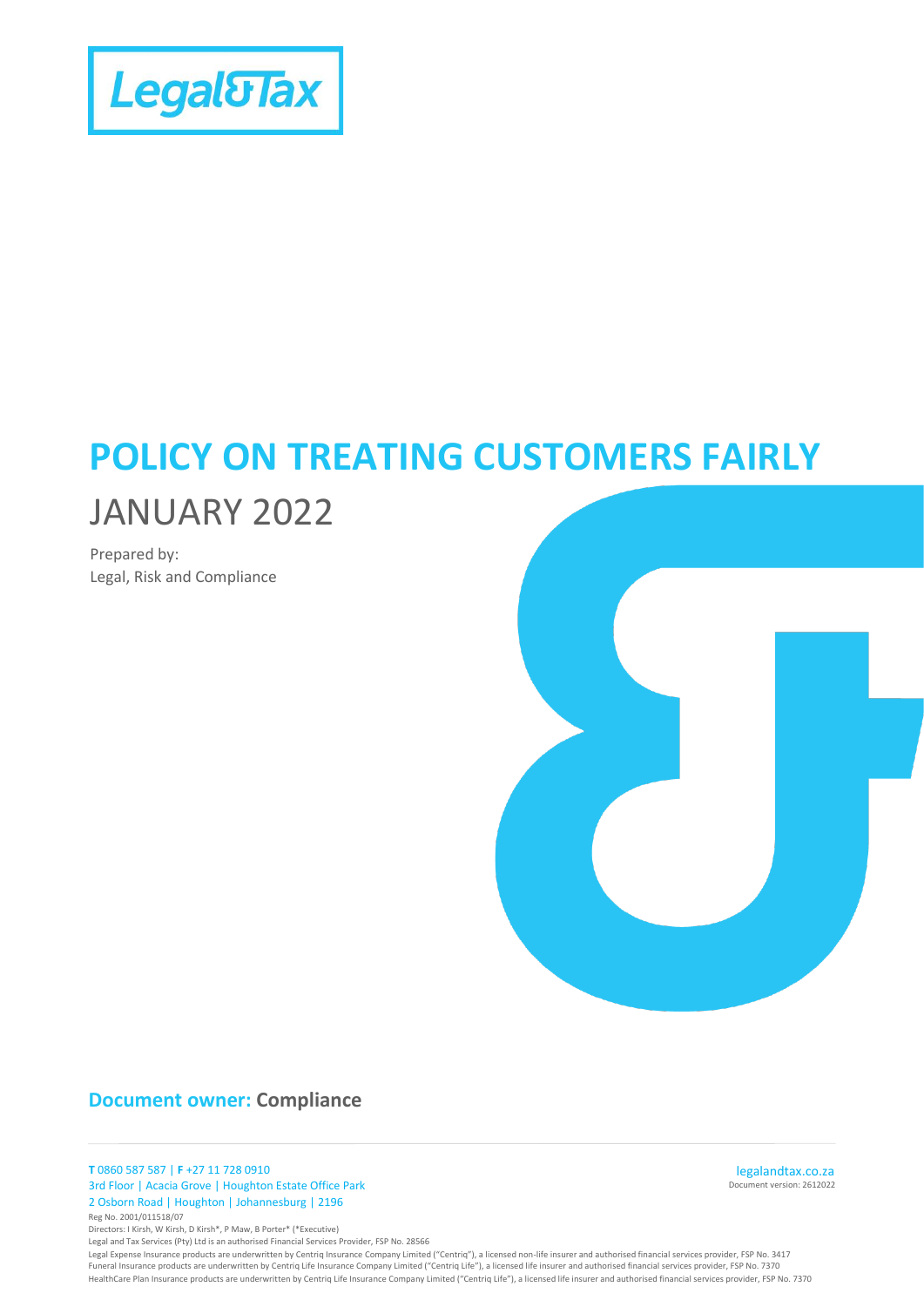Legal&Tax

# POLICY ON TREATING CUSTOMERS FAIRLY

JANUARY 2022

Prepared by:
Legal, Risk and Compliance

**Document owner: Compliance**

**T** 0860 587 587 | **F** +27 11 728 0910
3rd Floor | Acacia Grove | Houghton Estate Office Park
2 Osborn Road | Houghton | Johannesburg | 2196
Reg No. 2001/011518/07
Directors: I Kirsh, W Kirsh, D Kirsh*, P Maw, B Porter* (*Executive)
Legal and Tax Services (Pty) Ltd is an authorised Financial Services Provider, FSP No. 28566
Legal Expense Insurance products are underwritten by Centriq Insurance Company Limited ("Centriq"), a licensed non-life insurer and authorised financial services provider, FSP No. 3417
Funeral Insurance products are underwritten by Centriq Life Insurance Company Limited ("Centriq Life"), a licensed life insurer and authorised financial services provider, FSP No. 7370
HealthCare Plan Insurance products are underwritten by Centriq Life Insurance Company Limited ("Centriq Life"), a licensed life insurer and authorised financial services provider, FSP No. 7370

legalandtax.co.za
Document version: 2612022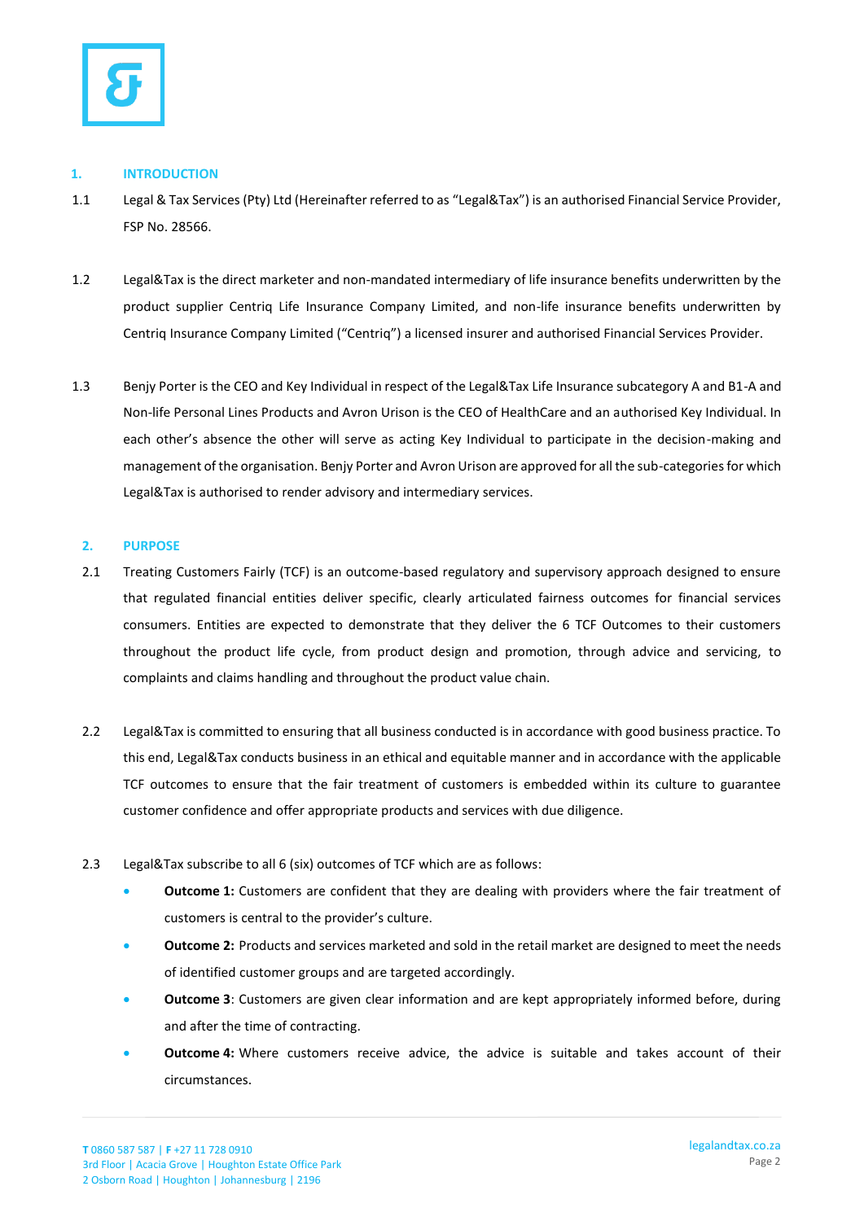## 1. INTRODUCTION

1.1 Legal & Tax Services (Pty) Ltd (Hereinafter referred to as "Legal&Tax") is an authorised Financial Service Provider, FSP No. 28566.

1.2 Legal&Tax is the direct marketer and non-mandated intermediary of life insurance benefits underwritten by the product supplier Centriq Life Insurance Company Limited, and non-life insurance benefits underwritten by Centriq Insurance Company Limited ("Centriq") a licensed insurer and authorised Financial Services Provider.

1.3 Benjy Porter is the CEO and Key Individual in respect of the Legal&Tax Life Insurance subcategory A and B1-A and Non-life Personal Lines Products and Avron Urison is the CEO of HealthCare and an authorised Key Individual. In each other's absence the other will serve as acting Key Individual to participate in the decision-making and management of the organisation. Benjy Porter and Avron Urison are approved for all the sub-categories for which Legal&Tax is authorised to render advisory and intermediary services.

## 2. PURPOSE

2.1 Treating Customers Fairly (TCF) is an outcome-based regulatory and supervisory approach designed to ensure that regulated financial entities deliver specific, clearly articulated fairness outcomes for financial services consumers. Entities are expected to demonstrate that they deliver the 6 TCF Outcomes to their customers throughout the product life cycle, from product design and promotion, through advice and servicing, to complaints and claims handling and throughout the product value chain.

2.2 Legal&Tax is committed to ensuring that all business conducted is in accordance with good business practice. To this end, Legal&Tax conducts business in an ethical and equitable manner and in accordance with the applicable TCF outcomes to ensure that the fair treatment of customers is embedded within its culture to guarantee customer confidence and offer appropriate products and services with due diligence.

2.3 Legal&Tax subscribe to all 6 (six) outcomes of TCF which are as follows:

- **Outcome 1:** Customers are confident that they are dealing with providers where the fair treatment of customers is central to the provider's culture.
- **Outcome 2:** Products and services marketed and sold in the retail market are designed to meet the needs of identified customer groups and are targeted accordingly.
- **Outcome 3**: Customers are given clear information and are kept appropriately informed before, during and after the time of contracting.
- **Outcome 4:** Where customers receive advice, the advice is suitable and takes account of their circumstances.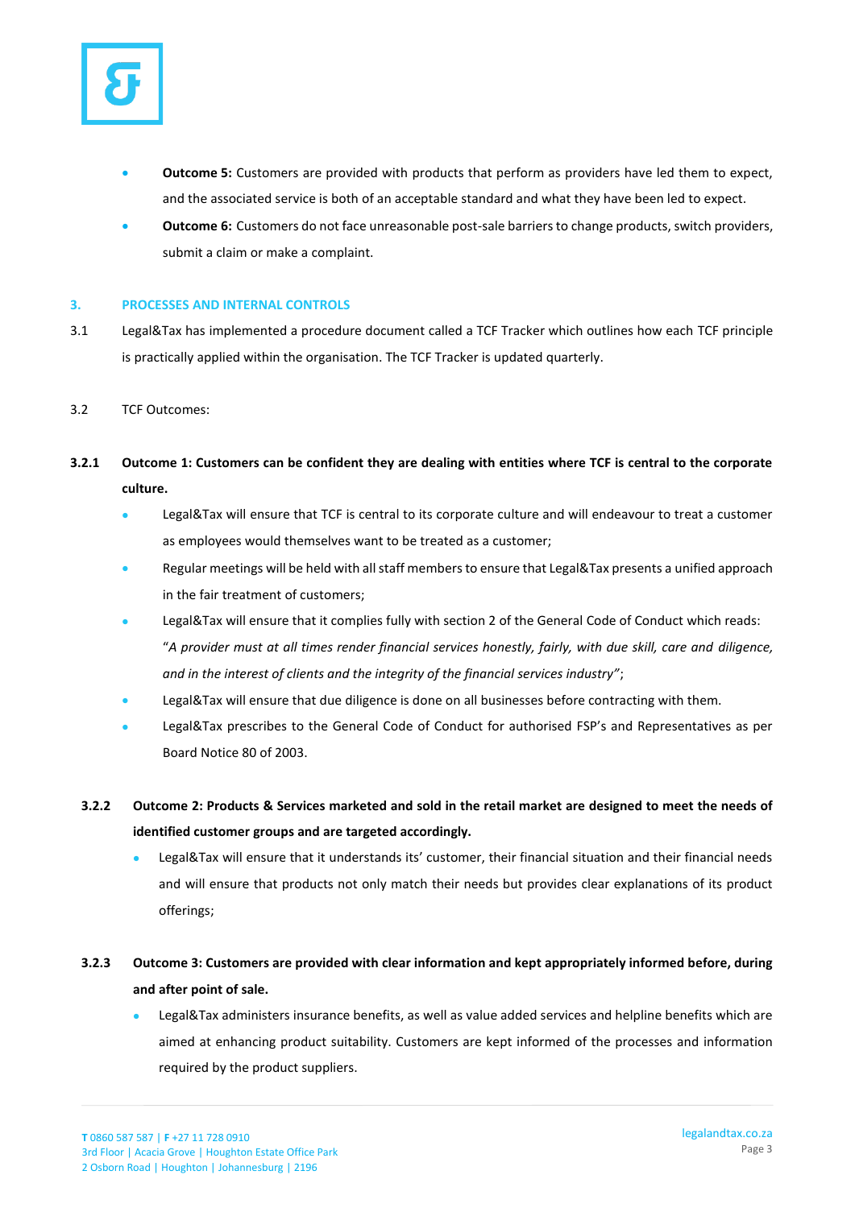- **Outcome 5:** Customers are provided with products that perform as providers have led them to expect, and the associated service is both of an acceptable standard and what they have been led to expect.
- **Outcome 6:** Customers do not face unreasonable post-sale barriers to change products, switch providers, submit a claim or make a complaint.

## 3. PROCESSES AND INTERNAL CONTROLS

3.1 Legal&Tax has implemented a procedure document called a TCF Tracker which outlines how each TCF principle is practically applied within the organisation. The TCF Tracker is updated quarterly.

3.2 TCF Outcomes:

**3.2.1 Outcome 1: Customers can be confident they are dealing with entities where TCF is central to the corporate culture.**

- Legal&Tax will ensure that TCF is central to its corporate culture and will endeavour to treat a customer as employees would themselves want to be treated as a customer;
- Regular meetings will be held with all staff members to ensure that Legal&Tax presents a unified approach in the fair treatment of customers;
- Legal&Tax will ensure that it complies fully with section 2 of the General Code of Conduct which reads: "*A provider must at all times render financial services honestly, fairly, with due skill, care and diligence, and in the interest of clients and the integrity of the financial services industry"*;
- Legal&Tax will ensure that due diligence is done on all businesses before contracting with them.
- Legal&Tax prescribes to the General Code of Conduct for authorised FSP's and Representatives as per Board Notice 80 of 2003.

**3.2.2 Outcome 2: Products & Services marketed and sold in the retail market are designed to meet the needs of identified customer groups and are targeted accordingly.**

- Legal&Tax will ensure that it understands its' customer, their financial situation and their financial needs and will ensure that products not only match their needs but provides clear explanations of its product offerings;

**3.2.3 Outcome 3: Customers are provided with clear information and kept appropriately informed before, during and after point of sale.**

- Legal&Tax administers insurance benefits, as well as value added services and helpline benefits which are aimed at enhancing product suitability. Customers are kept informed of the processes and information required by the product suppliers.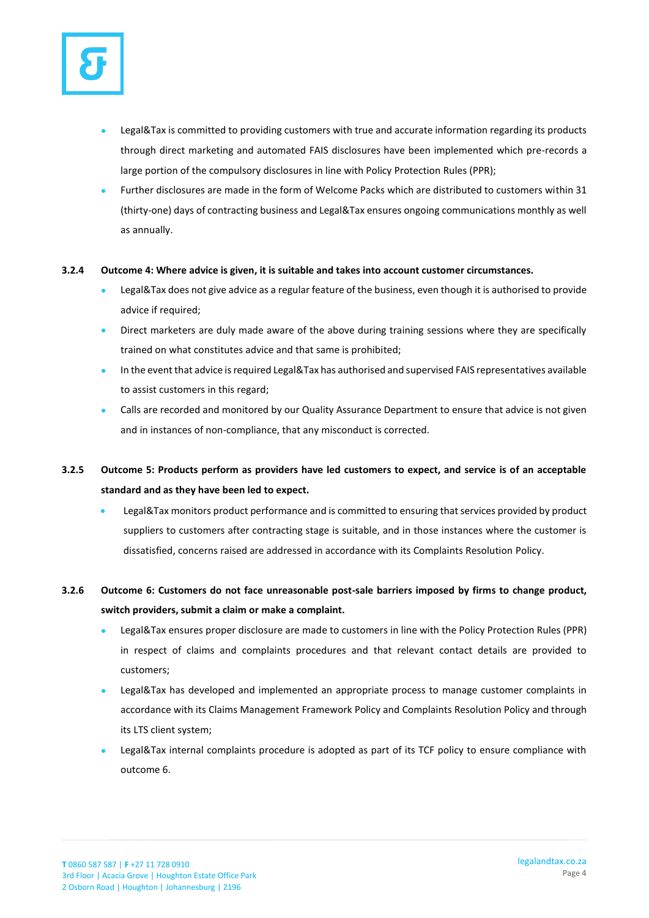- Legal&Tax is committed to providing customers with true and accurate information regarding its products through direct marketing and automated FAIS disclosures have been implemented which pre-records a large portion of the compulsory disclosures in line with Policy Protection Rules (PPR);
- Further disclosures are made in the form of Welcome Packs which are distributed to customers within 31 (thirty-one) days of contracting business and Legal&Tax ensures ongoing communications monthly as well as annually.

#### 3.2.4 Outcome 4: Where advice is given, it is suitable and takes into account customer circumstances.

- Legal&Tax does not give advice as a regular feature of the business, even though it is authorised to provide advice if required;
- Direct marketers are duly made aware of the above during training sessions where they are specifically trained on what constitutes advice and that same is prohibited;
- In the event that advice is required Legal&Tax has authorised and supervised FAIS representatives available to assist customers in this regard;
- Calls are recorded and monitored by our Quality Assurance Department to ensure that advice is not given and in instances of non-compliance, that any misconduct is corrected.

#### 3.2.5 Outcome 5: Products perform as providers have led customers to expect, and service is of an acceptable standard and as they have been led to expect.

- Legal&Tax monitors product performance and is committed to ensuring that services provided by product suppliers to customers after contracting stage is suitable, and in those instances where the customer is dissatisfied, concerns raised are addressed in accordance with its Complaints Resolution Policy.

#### 3.2.6 Outcome 6: Customers do not face unreasonable post-sale barriers imposed by firms to change product, switch providers, submit a claim or make a complaint.

- Legal&Tax ensures proper disclosure are made to customers in line with the Policy Protection Rules (PPR) in respect of claims and complaints procedures and that relevant contact details are provided to customers;
- Legal&Tax has developed and implemented an appropriate process to manage customer complaints in accordance with its Claims Management Framework Policy and Complaints Resolution Policy and through its LTS client system;
- Legal&Tax internal complaints procedure is adopted as part of its TCF policy to ensure compliance with outcome 6.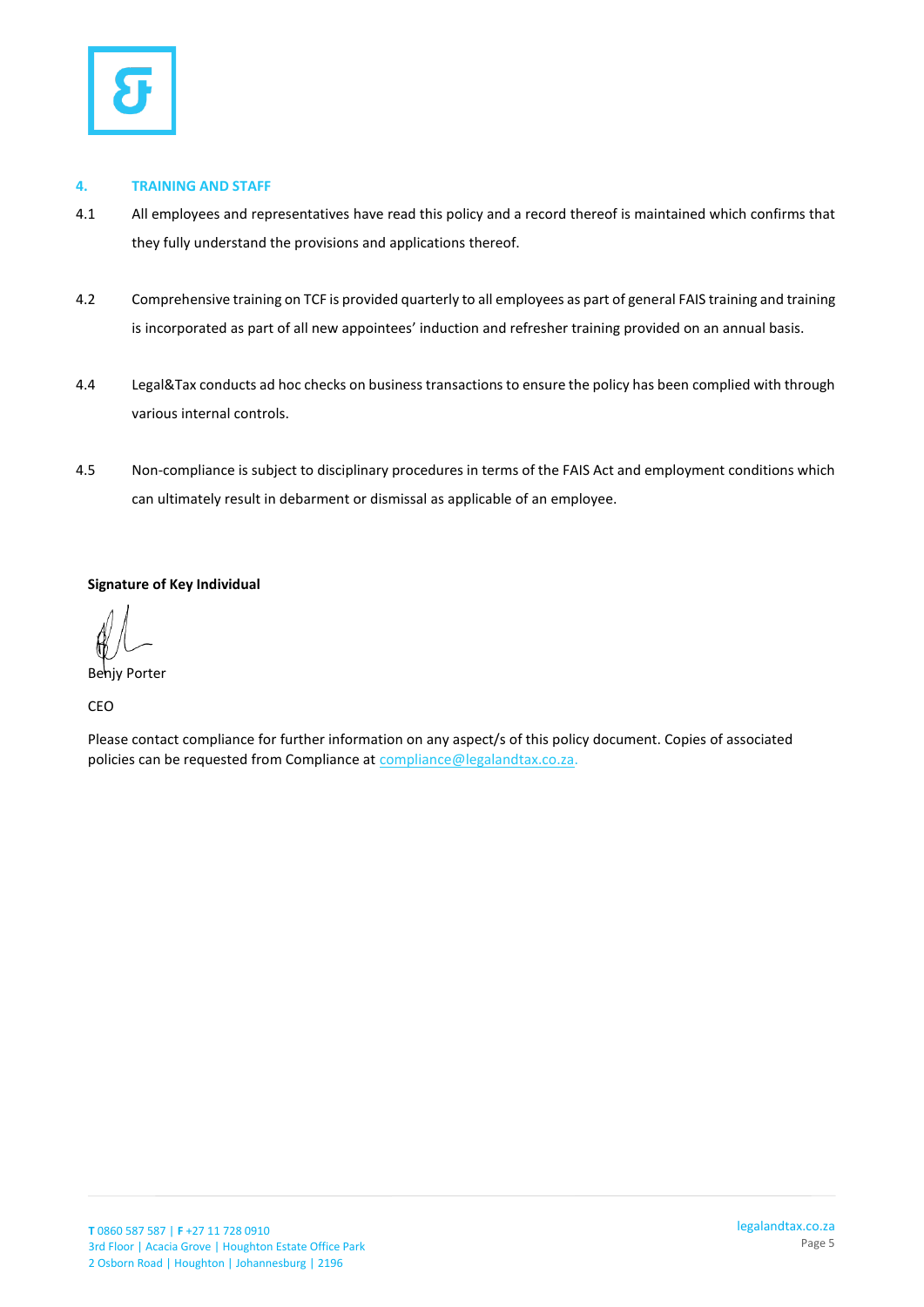## 4. TRAINING AND STAFF

4.1 All employees and representatives have read this policy and a record thereof is maintained which confirms that they fully understand the provisions and applications thereof.

4.2 Comprehensive training on TCF is provided quarterly to all employees as part of general FAIS training and training is incorporated as part of all new appointees' induction and refresher training provided on an annual basis.

4.4 Legal&Tax conducts ad hoc checks on business transactions to ensure the policy has been complied with through various internal controls.

4.5 Non-compliance is subject to disciplinary procedures in terms of the FAIS Act and employment conditions which can ultimately result in debarment or dismissal as applicable of an employee.

**Signature of Key Individual**

Benjy Porter

CEO

Please contact compliance for further information on any aspect/s of this policy document. Copies of associated policies can be requested from Compliance at compliance@legalandtax.co.za.